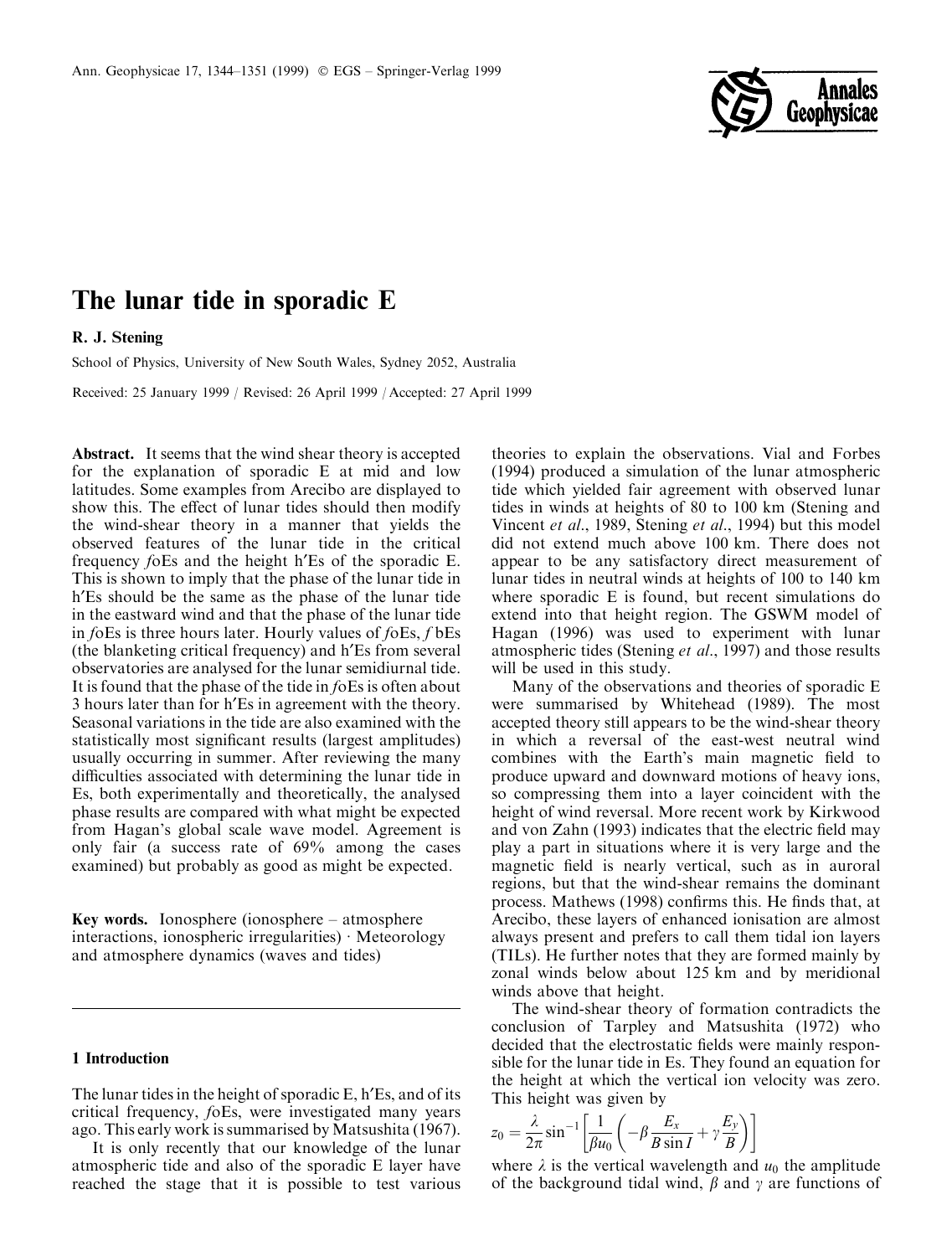# The lunar tide in sporadic E

**R. J. Stening**

School of Physics, University of New South Wales, Sydney 2052, Australia

Received: 25 January 1999 / Revised: 26 April 1999 / Accepted: 27 April 1999

**Abstract.** It seems that the wind shear theory is accepted for the explanation of sporadic E at mid and low latitudes. Some examples from Arecibo are displayed to show this. The effect of lunar tides should then modify the wind-shear theory in a manner that yields the observed features of the lunar tide in the critical frequency *f*oEs and the height h′Es of the sporadic E. This is shown to imply that the phase of the lunar tide in h′Es should be the same as the phase of the lunar tide in the eastward wind and that the phase of the lunar tide in *f*oEs is three hours later. Hourly values of *f*oEs, *f* bEs (the blanketing critical frequency) and h′Es from several observatories are analysed for the lunar semidiurnal tide. It is found that the phase of the tide in *f*oEs is often about 3 hours later than for h′Es in agreement with the theory. Seasonal variations in the tide are also examined with the statistically most significant results (largest amplitudes) usually occurring in summer. After reviewing the many difficulties associated with determining the lunar tide in Es, both experimentally and theoretically, the analysed phase results are compared with what might be expected from Hagan's global scale wave model. Agreement is only fair (a success rate of 69% among the cases examined) but probably as good as might be expected.

**Key words.** Ionosphere (ionosphere – atmosphere interactions, ionospheric irregularities) · Meteorology and atmosphere dynamics (waves and tides)

## 1 Introduction

The lunar tides in the height of sporadic E, h′Es, and of its critical frequency, *f*oEs, were investigated many years ago. This early work is summarised by Matsushita (1967).

It is only recently that our knowledge of the lunar atmospheric tide and also of the sporadic E layer have reached the stage that it is possible to test various theories to explain the observations. Vial and Forbes (1994) produced a simulation of the lunar atmospheric tide which yielded fair agreement with observed lunar tides in winds at heights of 80 to 100 km (Stening and Vincent *et al*., 1989, Stening *et al*., 1994) but this model did not extend much above 100 km. There does not appear to be any satisfactory direct measurement of lunar tides in neutral winds at heights of 100 to 140 km where sporadic E is found, but recent simulations do extend into that height region. The GSWM model of Hagan (1996) was used to experiment with lunar atmospheric tides (Stening *et al*., 1997) and those results will be used in this study.

Many of the observations and theories of sporadic E were summarised by Whitehead (1989). The most accepted theory still appears to be the wind-shear theory in which a reversal of the east-west neutral wind combines with the Earth's main magnetic field to produce upward and downward motions of heavy ions, so compressing them into a layer coincident with the height of wind reversal. More recent work by Kirkwood and von Zahn (1993) indicates that the electric field may play a part in situations where it is very large and the magnetic field is nearly vertical, such as in auroral regions, but that the wind-shear remains the dominant process. Mathews (1998) confirms this. He finds that, at Arecibo, these layers of enhanced ionisation are almost always present and prefers to call them tidal ion layers (TILs). He further notes that they are formed mainly by zonal winds below about 125 km and by meridional winds above that height.

The wind-shear theory of formation contradicts the conclusion of Tarpley and Matsushita (1972) who decided that the electrostatic fields were mainly responsible for the lunar tide in Es. They found an equation for the height at which the vertical ion velocity was zero. This height was given by

$$z_0 = \frac{\lambda}{2\pi}\sin^{-1}\left[\frac{1}{\beta u_0}\left(-\beta\frac{E_x}{B\sin I} + \gamma\frac{E_y}{B}\right)\right]$$

where $\lambda$ is the vertical wavelength and $u_0$ the amplitude of the background tidal wind, $\beta$ and $\gamma$ are functions of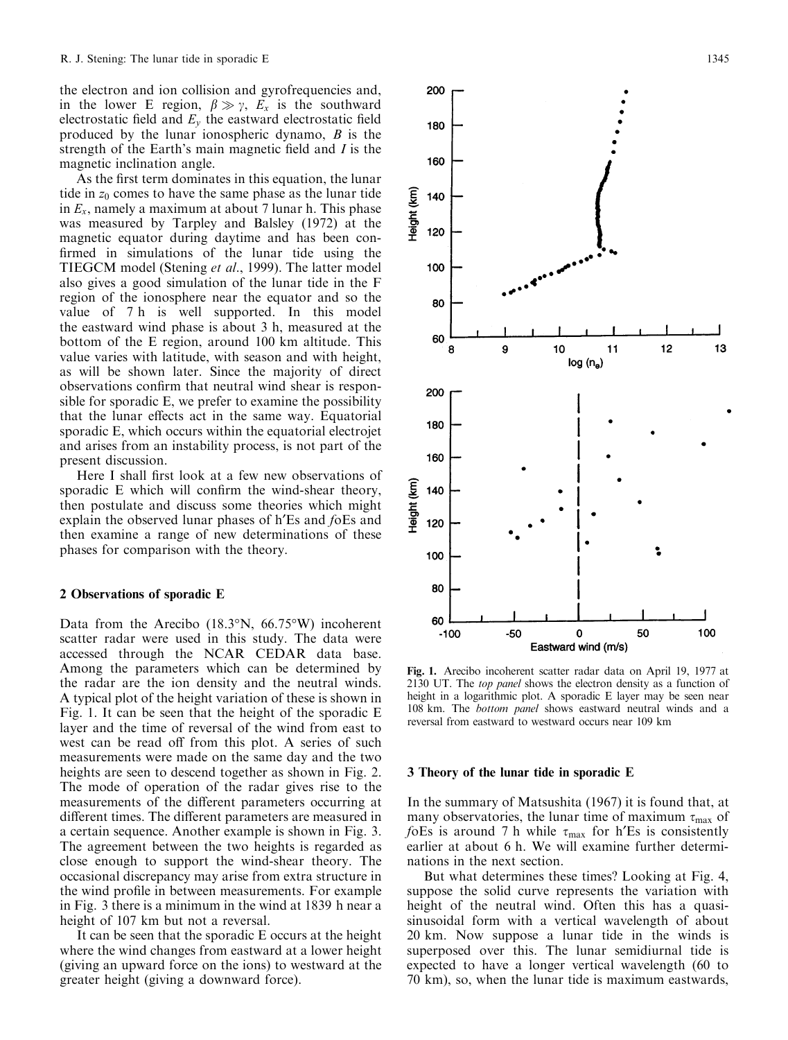the electron and ion collision and gyrofrequencies and, in the lower E region, $\beta \gg \gamma$, $E_x$ is the southward electrostatic field and $E_y$ the eastward electrostatic field produced by the lunar ionospheric dynamo, $B$ is the strength of the Earth's main magnetic field and $I$ is the magnetic inclination angle.

As the first term dominates in this equation, the lunar tide in $z_0$ comes to have the same phase as the lunar tide in $E_x$, namely a maximum at about 7 lunar h. This phase was measured by Tarpley and Balsley (1972) at the magnetic equator during daytime and has been confirmed in simulations of the lunar tide using the TIEGCM model (Stening *et al*., 1999). The latter model also gives a good simulation of the lunar tide in the F region of the ionosphere near the equator and so the value of 7 h is well supported. In this model the eastward wind phase is about 3 h, measured at the bottom of the E region, around 100 km altitude. This value varies with latitude, with season and with height, as will be shown later. Since the majority of direct observations confirm that neutral wind shear is responsible for sporadic E, we prefer to examine the possibility that the lunar effects act in the same way. Equatorial sporadic E, which occurs within the equatorial electrojet and arises from an instability process, is not part of the present discussion.

Here I shall first look at a few new observations of sporadic E which will confirm the wind-shear theory, then postulate and discuss some theories which might explain the observed lunar phases of h′Es and *f*oEs and then examine a range of new determinations of these phases for comparison with the theory.

## 2 Observations of sporadic E

Data from the Arecibo (18.3°N, 66.75°W) incoherent scatter radar were used in this study. The data were accessed through the NCAR CEDAR data base. Among the parameters which can be determined by the radar are the ion density and the neutral winds. A typical plot of the height variation of these is shown in Fig. 1. It can be seen that the height of the sporadic E layer and the time of reversal of the wind from east to west can be read off from this plot. A series of such measurements were made on the same day and the two heights are seen to descend together as shown in Fig. 2. The mode of operation of the radar gives rise to the measurements of the different parameters occurring at different times. The different parameters are measured in a certain sequence. Another example is shown in Fig. 3. The agreement between the two heights is regarded as close enough to support the wind-shear theory. The occasional discrepancy may arise from extra structure in the wind profile in between measurements. For example in Fig. 3 there is a minimum in the wind at 1839 h near a height of 107 km but not a reversal.

It can be seen that the sporadic E occurs at the height where the wind changes from eastward at a lower height (giving an upward force on the ions) to westward at the greater height (giving a downward force).

**Fig. 1.** Arecibo incoherent scatter radar data on April 19, 1977 at 2130 UT. The *top panel* shows the electron density as a function of height in a logarithmic plot. A sporadic E layer may be seen near 108 km. The *bottom panel* shows eastward neutral winds and a reversal from eastward to westward occurs near 109 km

## 3 Theory of the lunar tide in sporadic E

In the summary of Matsushita (1967) it is found that, at many observatories, the lunar time of maximum $\tau_{max}$ of *f*oEs is around 7 h while $\tau_{max}$ for h′Es is consistently earlier at about 6 h. We will examine further determinations in the next section.

But what determines these times? Looking at Fig. 4, suppose the solid curve represents the variation with height of the neutral wind. Often this has a quasi-sinusoidal form with a vertical wavelength of about 20 km. Now suppose a lunar tide in the winds is superposed over this. The lunar semidiurnal tide is expected to have a longer vertical wavelength (60 to 70 km), so, when the lunar tide is maximum eastwards,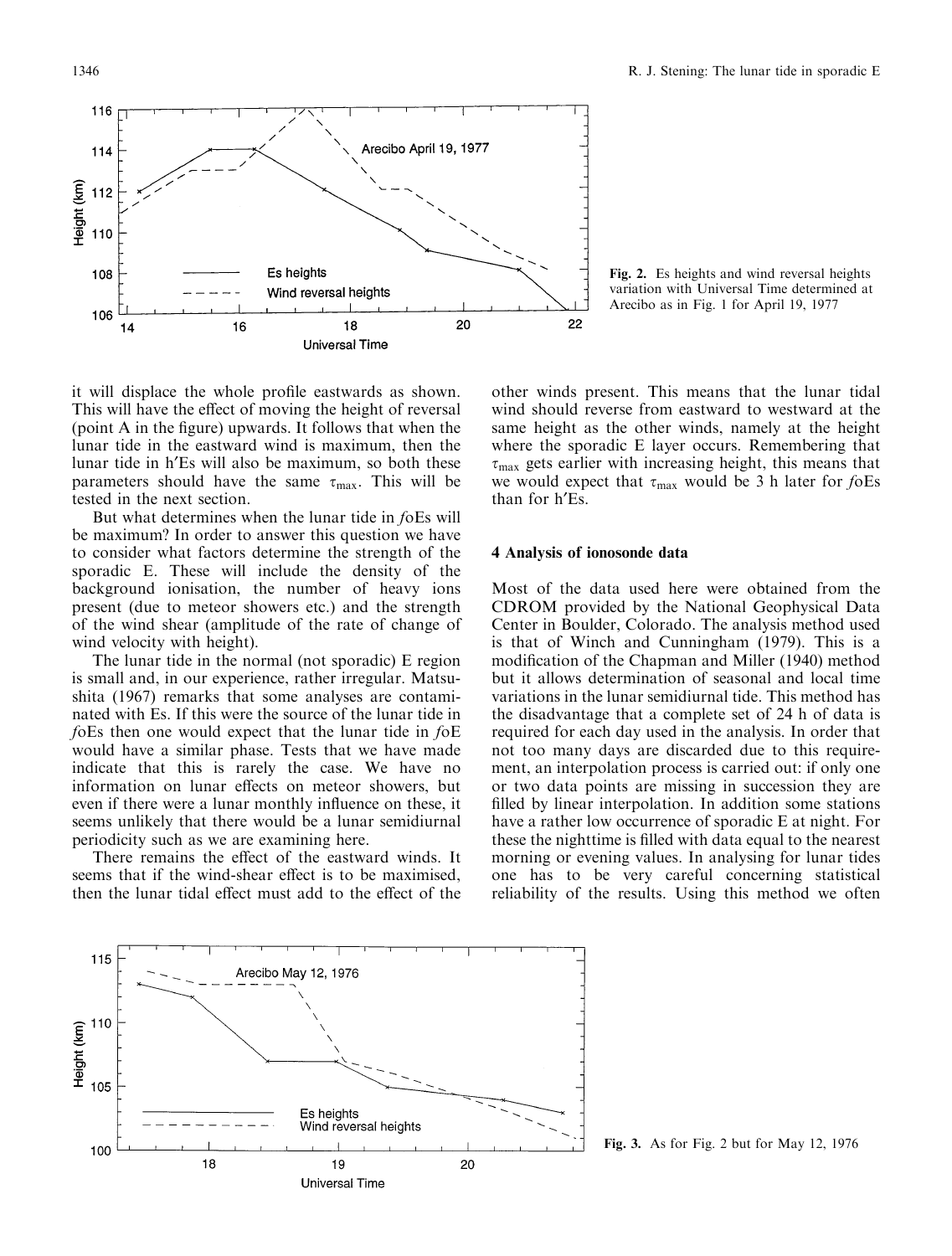Fig. 2. Es heights and wind reversal heights variation with Universal Time determined at Arecibo as in Fig. 1 for April 19, 1977

it will displace the whole profile eastwards as shown. This will have the effect of moving the height of reversal (point A in the figure) upwards. It follows that when the lunar tide in the eastward wind is maximum, then the lunar tide in h′Es will also be maximum, so both these parameters should have the same $\tau_{max}$. This will be tested in the next section.

But what determines when the lunar tide in *f*oEs will be maximum? In order to answer this question we have to consider what factors determine the strength of the sporadic E. These will include the density of the background ionisation, the number of heavy ions present (due to meteor showers etc.) and the strength of the wind shear (amplitude of the rate of change of wind velocity with height).

The lunar tide in the normal (not sporadic) E region is small and, in our experience, rather irregular. Matsushita (1967) remarks that some analyses are contaminated with Es. If this were the source of the lunar tide in *f*oEs then one would expect that the lunar tide in *f*oE would have a similar phase. Tests that we have made indicate that this is rarely the case. We have no information on lunar effects on meteor showers, but even if there were a lunar monthly influence on these, it seems unlikely that there would be a lunar semidiurnal periodicity such as we are examining here.

There remains the effect of the eastward winds. It seems that if the wind-shear effect is to be maximised, then the lunar tidal effect must add to the effect of the other winds present. This means that the lunar tidal wind should reverse from eastward to westward at the same height as the other winds, namely at the height where the sporadic E layer occurs. Remembering that $\tau_{max}$ gets earlier with increasing height, this means that we would expect that $\tau_{max}$ would be 3 h later for *f*oEs than for h′Es.

## 4 Analysis of ionosonde data

Most of the data used here were obtained from the CDROM provided by the National Geophysical Data Center in Boulder, Colorado. The analysis method used is that of Winch and Cunningham (1979). This is a modification of the Chapman and Miller (1940) method but it allows determination of seasonal and local time variations in the lunar semidiurnal tide. This method has the disadvantage that a complete set of 24 h of data is required for each day used in the analysis. In order that not too many days are discarded due to this requirement, an interpolation process is carried out: if only one or two data points are missing in succession they are filled by linear interpolation. In addition some stations have a rather low occurrence of sporadic E at night. For these the nighttime is filled with data equal to the nearest morning or evening values. In analysing for lunar tides one has to be very careful concerning statistical reliability of the results. Using this method we often

Fig. 3. As for Fig. 2 but for May 12, 1976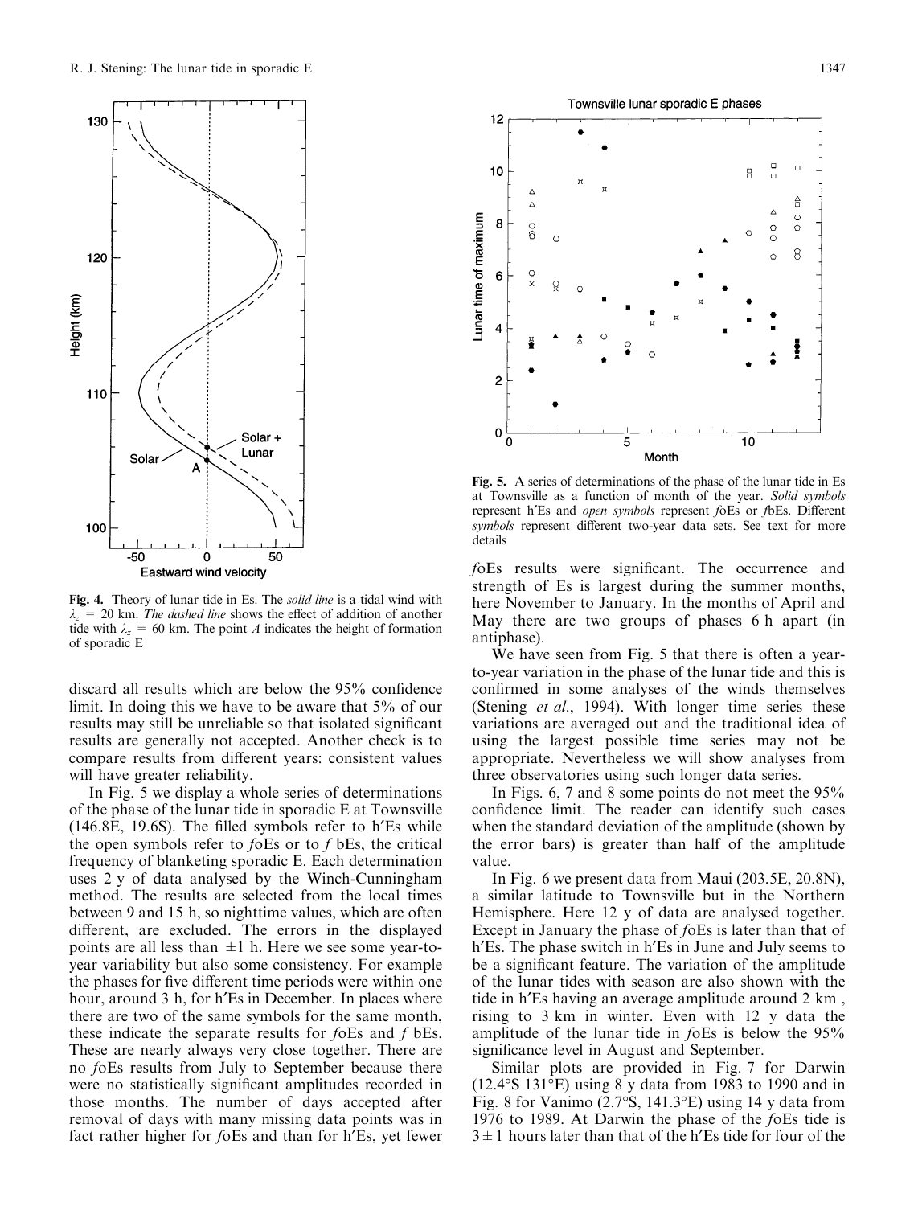Fig. 4. Theory of lunar tide in Es. The *solid line* is a tidal wind with $\lambda_z$ = 20 km. *The dashed line* shows the effect of addition of another tide with $\lambda_z$ = 60 km. The point *A* indicates the height of formation of sporadic E

Fig. 5. A series of determinations of the phase of the lunar tide in Es at Townsville as a function of month of the year. *Solid symbols* represent h′Es and *open symbols* represent *f*oEs or *f*bEs. Different *symbols* represent different two-year data sets. See text for more details

discard all results which are below the 95% confidence limit. In doing this we have to be aware that 5% of our results may still be unreliable so that isolated significant results are generally not accepted. Another check is to compare results from different years: consistent values will have greater reliability.

In Fig. 5 we display a whole series of determinations of the phase of the lunar tide in sporadic E at Townsville (146.8E, 19.6S). The filled symbols refer to h′Es while the open symbols refer to *f*oEs or to *f* bEs, the critical frequency of blanketing sporadic E. Each determination uses 2 y of data analysed by the Winch-Cunningham method. The results are selected from the local times between 9 and 15 h, so nighttime values, which are often different, are excluded. The errors in the displayed points are all less than ±1 h. Here we see some year-to-year variability but also some consistency. For example the phases for five different time periods were within one hour, around 3 h, for h′Es in December. In places where there are two of the same symbols for the same month, these indicate the separate results for *f*oEs and *f* bEs. These are nearly always very close together. There are no *f*oEs results from July to September because there were no statistically significant amplitudes recorded in those months. The number of days accepted after removal of days with many missing data points was in fact rather higher for *f*oEs and than for h′Es, yet fewer *f*oEs results were significant. The occurrence and strength of Es is largest during the summer months, here November to January. In the months of April and May there are two groups of phases 6 h apart (in antiphase).

We have seen from Fig. 5 that there is often a year-to-year variation in the phase of the lunar tide and this is confirmed in some analyses of the winds themselves (Stening *et al*., 1994). With longer time series these variations are averaged out and the traditional idea of using the largest possible time series may not be appropriate. Nevertheless we will show analyses from three observatories using such longer data series.

In Figs. 6, 7 and 8 some points do not meet the 95% confidence limit. The reader can identify such cases when the standard deviation of the amplitude (shown by the error bars) is greater than half of the amplitude value.

In Fig. 6 we present data from Maui (203.5E, 20.8N), a similar latitude to Townsville but in the Northern Hemisphere. Here 12 y of data are analysed together. Except in January the phase of *f*oEs is later than that of h′Es. The phase switch in h′Es in June and July seems to be a significant feature. The variation of the amplitude of the lunar tides with season are also shown with the tide in h′Es having an average amplitude around 2 km , rising to 3 km in winter. Even with 12 y data the amplitude of the lunar tide in *f*oEs is below the 95% significance level in August and September.

Similar plots are provided in Fig. 7 for Darwin (12.4°S 131°E) using 8 y data from 1983 to 1990 and in Fig. 8 for Vanimo (2.7°S, 141.3°E) using 14 y data from 1976 to 1989. At Darwin the phase of the *f*oEs tide is 3 ± 1 hours later than that of the h′Es tide for four of the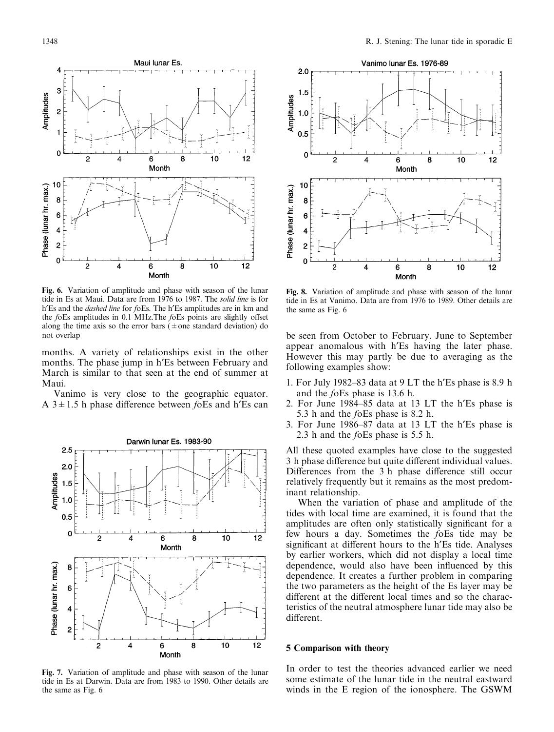Fig. 6. Variation of amplitude and phase with season of the lunar tide in Es at Maui. Data are from 1976 to 1987. The *solid line* is for h′Es and the *dashed line* for *f*oEs. The h′Es amplitudes are in km and the *f*oEs amplitudes in 0.1 MHz.The *f*oEs points are slightly offset along the time axis so the error bars (± one standard deviation) do not overlap

months. A variety of relationships exist in the other months. The phase jump in h′Es between February and March is similar to that seen at the end of summer at Maui.

Vanimo is very close to the geographic equator. A 3 ± 1.5 h phase difference between *f*oEs and h′Es can be seen from October to February. June to September appear anomalous with h′Es having the later phase. However this may partly be due to averaging as the following examples show:

1. For July 1982–83 data at 9 LT the h′Es phase is 8.9 h and the *f*oEs phase is 13.6 h.
2. For June 1984–85 data at 13 LT the h′Es phase is 5.3 h and the *f*oEs phase is 8.2 h.
3. For June 1986–87 data at 13 LT the h′Es phase is 2.3 h and the *f*oEs phase is 5.5 h.

All these quoted examples have close to the suggested 3 h phase difference but quite different individual values. Differences from the 3 h phase difference still occur relatively frequently but it remains as the most predominant relationship.

When the variation of phase and amplitude of the tides with local time are examined, it is found that the amplitudes are often only statistically significant for a few hours a day. Sometimes the *f*oEs tide may be significant at different hours to the h′Es tide. Analyses by earlier workers, which did not display a local time dependence, would also have been influenced by this dependence. It creates a further problem in comparing the two parameters as the height of the Es layer may be different at the different local times and so the characteristics of the neutral atmosphere lunar tide may also be different.

Fig. 7. Variation of amplitude and phase with season of the lunar tide in Es at Darwin. Data are from 1983 to 1990. Other details are the same as Fig. 6

Fig. 8. Variation of amplitude and phase with season of the lunar tide in Es at Vanimo. Data are from 1976 to 1989. Other details are the same as Fig. 6

## 5 Comparison with theory

In order to test the theories advanced earlier we need some estimate of the lunar tide in the neutral eastward winds in the E region of the ionosphere. The GSWM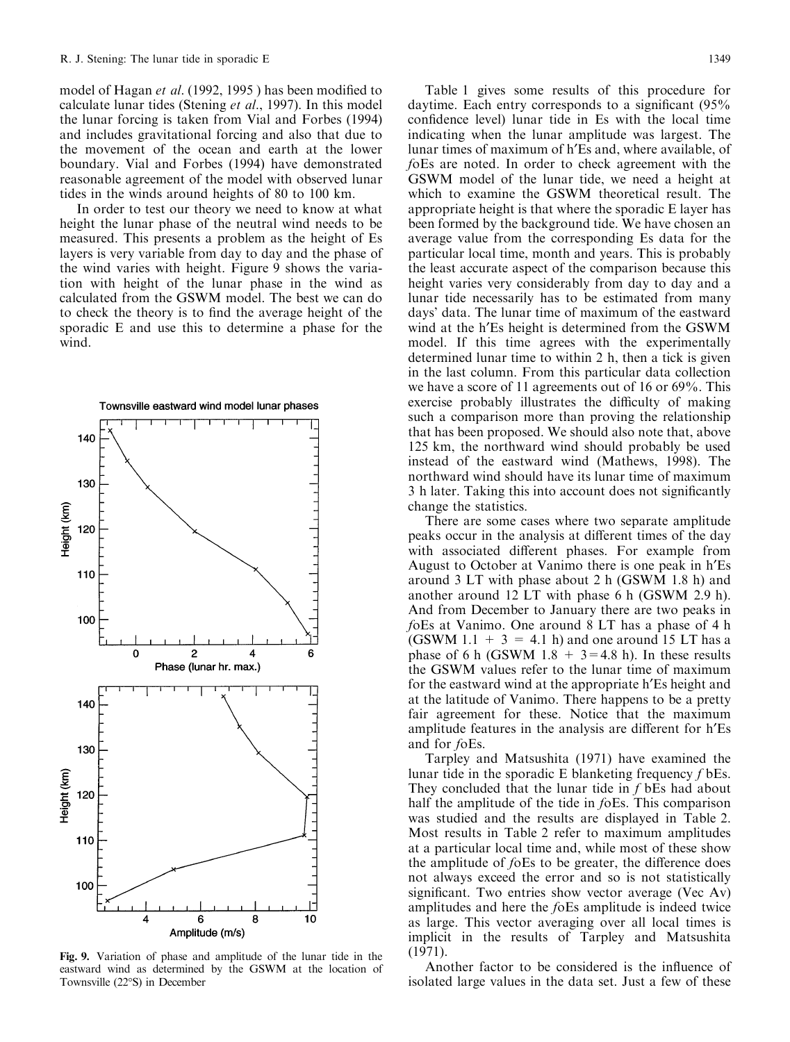model of Hagan *et al*. (1992, 1995 ) has been modified to calculate lunar tides (Stening *et al*., 1997). In this model the lunar forcing is taken from Vial and Forbes (1994) and includes gravitational forcing and also that due to the movement of the ocean and earth at the lower boundary. Vial and Forbes (1994) have demonstrated reasonable agreement of the model with observed lunar tides in the winds around heights of 80 to 100 km.

In order to test our theory we need to know at what height the lunar phase of the neutral wind needs to be measured. This presents a problem as the height of Es layers is very variable from day to day and the phase of the wind varies with height. Figure 9 shows the variation with height of the lunar phase in the wind as calculated from the GSWM model. The best we can do to check the theory is to find the average height of the sporadic E and use this to determine a phase for the wind.

**Fig. 9.** Variation of phase and amplitude of the lunar tide in the eastward wind as determined by the GSWM at the location of Townsville (22°S) in December

Table 1 gives some results of this procedure for daytime. Each entry corresponds to a significant (95% confidence level) lunar tide in Es with the local time indicating when the lunar amplitude was largest. The lunar times of maximum of h′Es and, where available, of *f*oEs are noted. In order to check agreement with the GSWM model of the lunar tide, we need a height at which to examine the GSWM theoretical result. The appropriate height is that where the sporadic E layer has been formed by the background tide. We have chosen an average value from the corresponding Es data for the particular local time, month and years. This is probably the least accurate aspect of the comparison because this height varies very considerably from day to day and a lunar tide necessarily has to be estimated from many days' data. The lunar time of maximum of the eastward wind at the h′Es height is determined from the GSWM model. If this time agrees with the experimentally determined lunar time to within 2 h, then a tick is given in the last column. From this particular data collection we have a score of 11 agreements out of 16 or 69%. This exercise probably illustrates the difficulty of making such a comparison more than proving the relationship that has been proposed. We should also note that, above 125 km, the northward wind should probably be used instead of the eastward wind (Mathews, 1998). The northward wind should have its lunar time of maximum 3 h later. Taking this into account does not significantly change the statistics.

There are some cases where two separate amplitude peaks occur in the analysis at different times of the day with associated different phases. For example from August to October at Vanimo there is one peak in h′Es around 3 LT with phase about 2 h (GSWM 1.8 h) and another around 12 LT with phase 6 h (GSWM 2.9 h). And from December to January there are two peaks in *f*oEs at Vanimo. One around 8 LT has a phase of 4 h (GSWM 1.1 + 3 = 4.1 h) and one around 15 LT has a phase of 6 h (GSWM 1.8 + 3 = 4.8 h). In these results the GSWM values refer to the lunar time of maximum for the eastward wind at the appropriate h′Es height and at the latitude of Vanimo. There happens to be a pretty fair agreement for these. Notice that the maximum amplitude features in the analysis are different for h′Es and for *f*oEs.

Tarpley and Matsushita (1971) have examined the lunar tide in the sporadic E blanketing frequency *f* bEs. They concluded that the lunar tide in *f* bEs had about half the amplitude of the tide in *f*oEs. This comparison was studied and the results are displayed in Table 2. Most results in Table 2 refer to maximum amplitudes at a particular local time and, while most of these show the amplitude of *f*oEs to be greater, the difference does not always exceed the error and so is not statistically significant. Two entries show vector average (Vec Av) amplitudes and here the *f*oEs amplitude is indeed twice as large. This vector averaging over all local times is implicit in the results of Tarpley and Matsushita (1971).

Another factor to be considered is the influence of isolated large values in the data set. Just a few of these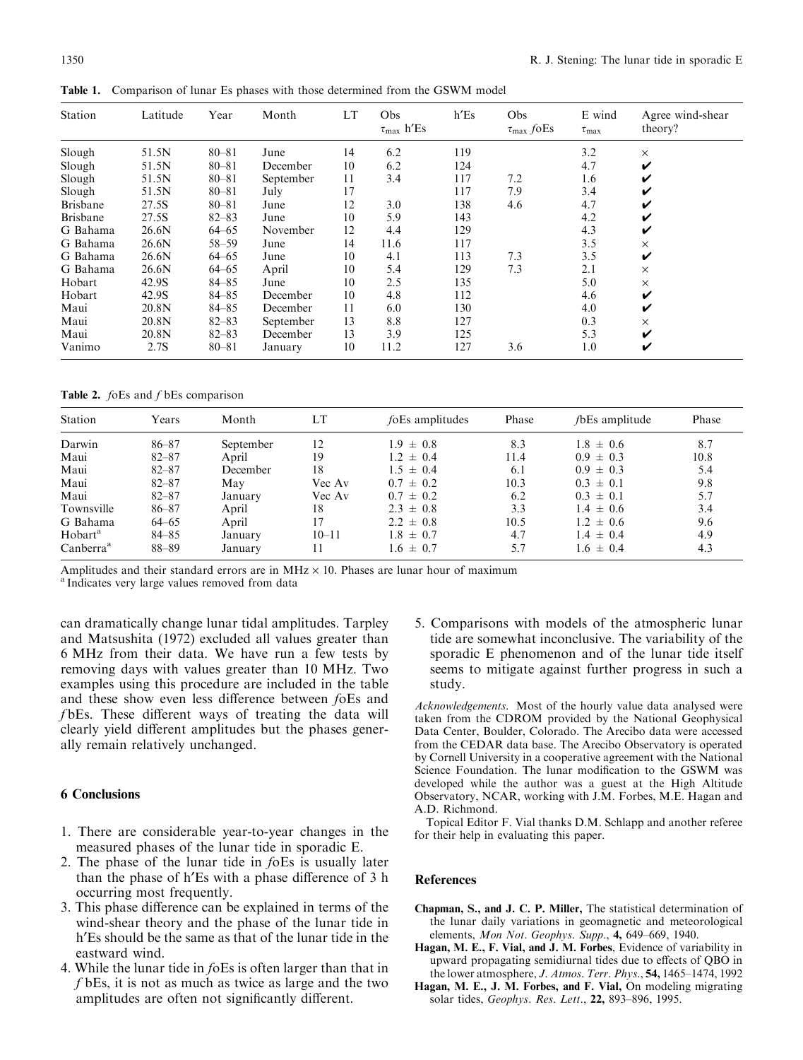**Table 1.** Comparison of lunar Es phases with those determined from the GSWM model

| Station | Latitude | Year | Month | LT | Obs $\tau_{\max}$ h′Es | h′Es | Obs $\tau_{\max}$ $f$oEs | E wind $\tau_{\max}$ | Agree wind-shear theory? |
|---|---|---|---|---|---|---|---|---|---|
| Slough | 51.5N | 80–81 | June | 14 | 6.2 | 119 | | 3.2 | × |
| Slough | 51.5N | 80–81 | December | 10 | 6.2 | 124 | | 4.7 | ✔ |
| Slough | 51.5N | 80–81 | September | 11 | 3.4 | 117 | 7.2 | 1.6 | ✔ |
| Slough | 51.5N | 80–81 | July | 17 | | 117 | 7.9 | 3.4 | ✔ |
| Brisbane | 27.5S | 80–81 | June | 12 | 3.0 | 138 | 4.6 | 4.7 | ✔ |
| Brisbane | 27.5S | 82–83 | June | 10 | 5.9 | 143 | | 4.2 | ✔ |
| G Bahama | 26.6N | 64–65 | November | 12 | 4.4 | 129 | | 4.3 | ✔ |
| G Bahama | 26.6N | 58–59 | June | 14 | 11.6 | 117 | | 3.5 | × |
| G Bahama | 26.6N | 64–65 | June | 10 | 4.1 | 113 | 7.3 | 3.5 | ✔ |
| G Bahama | 26.6N | 64–65 | April | 10 | 5.4 | 129 | 7.3 | 2.1 | × |
| Hobart | 42.9S | 84–85 | June | 10 | 2.5 | 135 | | 5.0 | × |
| Hobart | 42.9S | 84–85 | December | 10 | 4.8 | 112 | | 4.6 | ✔ |
| Maui | 20.8N | 84–85 | December | 11 | 6.0 | 130 | | 4.0 | ✔ |
| Maui | 20.8N | 82–83 | September | 13 | 8.8 | 127 | | 0.3 | × |
| Maui | 20.8N | 82–83 | December | 13 | 3.9 | 125 | | 5.3 | ✔ |
| Vanimo | 2.7S | 80–81 | January | 10 | 11.2 | 127 | 3.6 | 1.0 | ✔ |

**Table 2.** $f$oEs and $f$bEs comparison

| Station | Years | Month | LT | $f$oEs amplitudes | Phase | $f$bEs amplitude | Phase |
|---|---|---|---|---|---|---|---|
| Darwin | 86–87 | September | 12 | 1.9 ± 0.8 | 8.3 | 1.8 ± 0.6 | 8.7 |
| Maui | 82–87 | April | 19 | 1.2 ± 0.4 | 11.4 | 0.9 ± 0.3 | 10.8 |
| Maui | 82–87 | December | 18 | 1.5 ± 0.4 | 6.1 | 0.9 ± 0.3 | 5.4 |
| Maui | 82–87 | May | Vec Av | 0.7 ± 0.2 | 10.3 | 0.3 ± 0.1 | 9.8 |
| Maui | 82–87 | January | Vec Av | 0.7 ± 0.2 | 6.2 | 0.3 ± 0.1 | 5.7 |
| Townsville | 86–87 | April | 18 | 2.3 ± 0.8 | 3.3 | 1.4 ± 0.6 | 3.4 |
| G Bahama | 64–65 | April | 17 | 2.2 ± 0.8 | 10.5 | 1.2 ± 0.6 | 9.6 |
| Hobart[a] | 84–85 | January | 10–11 | 1.8 ± 0.7 | 4.7 | 1.4 ± 0.4 | 4.9 |
| Canberra[a] | 88–89 | January | 11 | 1.6 ± 0.7 | 5.7 | 1.6 ± 0.4 | 4.3 |

Amplitudes and their standard errors are in MHz × 10. Phases are lunar hour of maximum
[a] Indicates very large values removed from data

can dramatically change lunar tidal amplitudes. Tarpley and Matsushita (1972) excluded all values greater than 6 MHz from their data. We have run a few tests by removing days with values greater than 10 MHz. Two examples using this procedure are included in the table and these show even less difference between $f$oEs and $f$bEs. These different ways of treating the data will clearly yield different amplitudes but the phases generally remain relatively unchanged.

## 6 Conclusions

1. There are considerable year-to-year changes in the measured phases of the lunar tide in sporadic E.
2. The phase of the lunar tide in $f$oEs is usually later than the phase of h′Es with a phase difference of 3 h occurring most frequently.
3. This phase difference can be explained in terms of the wind-shear theory and the phase of the lunar tide in h′Es should be the same as that of the lunar tide in the eastward wind.
4. While the lunar tide in $f$oEs is often larger than that in $f$bEs, it is not as much as twice as large and the two amplitudes are often not significantly different.
5. Comparisons with models of the atmospheric lunar tide are somewhat inconclusive. The variability of the sporadic E phenomenon and of the lunar tide itself seems to mitigate against further progress in such a study.

*Acknowledgements.* Most of the hourly value data analysed were taken from the CDROM provided by the National Geophysical Data Center, Boulder, Colorado. The Arecibo data were accessed from the CEDAR data base. The Arecibo Observatory is operated by Cornell University in a cooperative agreement with the National Science Foundation. The lunar modification to the GSWM was developed while the author was a guest at the High Altitude Observatory, NCAR, working with J.M. Forbes, M.E. Hagan and A.D. Richmond.

Topical Editor F. Vial thanks D.M. Schlapp and another referee for their help in evaluating this paper.

## References

**Chapman, S., and J. C. P. Miller,** The statistical determination of the lunar daily variations in geomagnetic and meteorological elements, *Mon Not. Geophys. Supp.*, **4,** 649–669, 1940.

**Hagan, M. E., F. Vial, and J. M. Forbes**, Evidence of variability in upward propagating semidiurnal tides due to effects of QBO in the lower atmosphere, *J. Atmos. Terr. Phys.*, **54,** 1465–1474, 1992

**Hagan, M. E., J. M. Forbes, and F. Vial,** On modeling migrating solar tides, *Geophys. Res. Lett*., **22,** 893–896, 1995.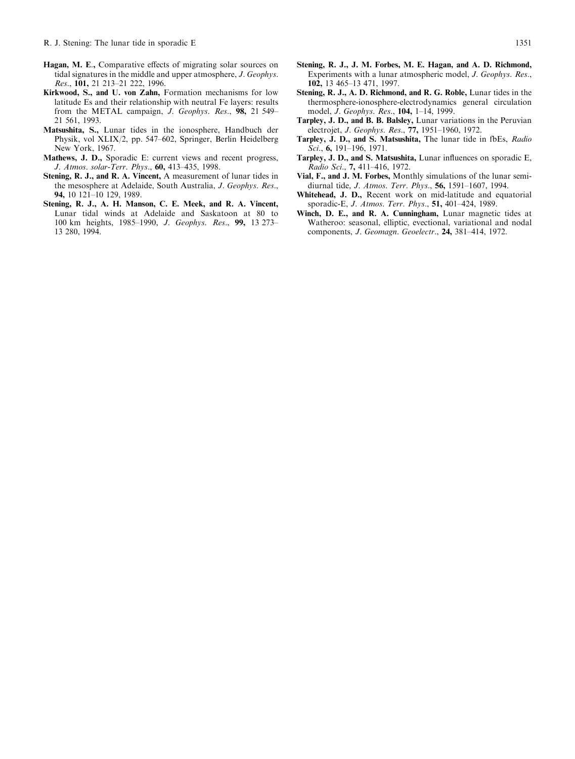**Hagan, M. E.,** Comparative effects of migrating solar sources on tidal signatures in the middle and upper atmosphere, *J. Geophys. Res.*, **101,** 21 213–21 222, 1996.

**Kirkwood, S., and U. von Zahn,** Formation mechanisms for low latitude Es and their relationship with neutral Fe layers: results from the METAL campaign, *J. Geophys. Res.*, **98,** 21 549–21 561, 1993.

**Matsushita, S.,** Lunar tides in the ionosphere, Handbuch der Physik, vol XLIX/2, pp. 547–602, Springer, Berlin Heidelberg New York, 1967.

**Mathews, J. D.,** Sporadic E: current views and recent progress, *J. Atmos. solar-Terr. Phys.*, **60,** 413–435, 1998.

**Stening, R. J., and R. A. Vincent,** A measurement of lunar tides in the mesosphere at Adelaide, South Australia, *J. Geophys. Res.*, **94,** 10 121–10 129, 1989.

**Stening, R. J., A. H. Manson, C. E. Meek, and R. A. Vincent,** Lunar tidal winds at Adelaide and Saskatoon at 80 to 100 km heights, 1985–1990, *J. Geophys. Res.*, **99,** 13 273–13 280, 1994.

**Stening, R. J., J. M. Forbes, M. E. Hagan, and A. D. Richmond,** Experiments with a lunar atmospheric model, *J. Geophys. Res.*, **102,** 13 465–13 471, 1997.

**Stening, R. J., A. D. Richmond, and R. G. Roble,** Lunar tides in the thermosphere-ionosphere-electrodynamics general circulation model, *J. Geophys. Res.*, **104,** 1–14, 1999.

**Tarpley, J. D., and B. B. Balsley,** Lunar variations in the Peruvian electrojet, *J. Geophys. Res.*, **77,** 1951–1960, 1972.

**Tarpley, J. D., and S. Matsushita,** The lunar tide in fbEs, *Radio Sci.*, **6,** 191–196, 1971.

**Tarpley, J. D., and S. Matsushita,** Lunar influences on sporadic E, *Radio Sci.*, **7,** 411–416, 1972.

**Vial, F., and J. M. Forbes,** Monthly simulations of the lunar semi-diurnal tide, *J. Atmos. Terr. Phys.*, **56,** 1591–1607, 1994.

**Whitehead, J. D.,** Recent work on mid-latitude and equatorial sporadic-E, *J. Atmos. Terr. Phys.*, **51,** 401–424, 1989.

**Winch, D. E., and R. A. Cunningham,** Lunar magnetic tides at Watheroo: seasonal, elliptic, evectional, variational and nodal components, *J. Geomagn. Geoelectr.*, **24,** 381–414, 1972.